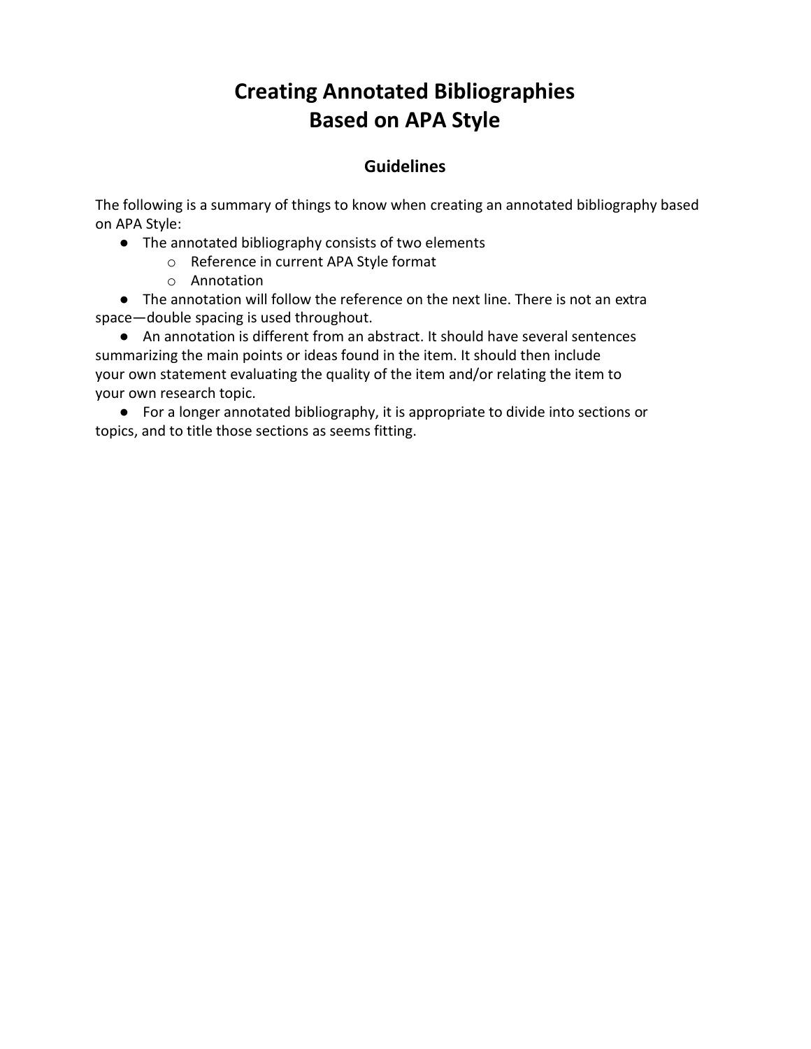# Creating Annotated Bibliographies
# Based on APA Style

## Guidelines

The following is a summary of things to know when creating an annotated bibliography based on APA Style:

- The annotated bibliography consists of two elements
  - Reference in current APA Style format
  - Annotation
- The annotation will follow the reference on the next line. There is not an extra space—double spacing is used throughout.
- An annotation is different from an abstract. It should have several sentences summarizing the main points or ideas found in the item. It should then include your own statement evaluating the quality of the item and/or relating the item to your own research topic.
- For a longer annotated bibliography, it is appropriate to divide into sections or topics, and to title those sections as seems fitting.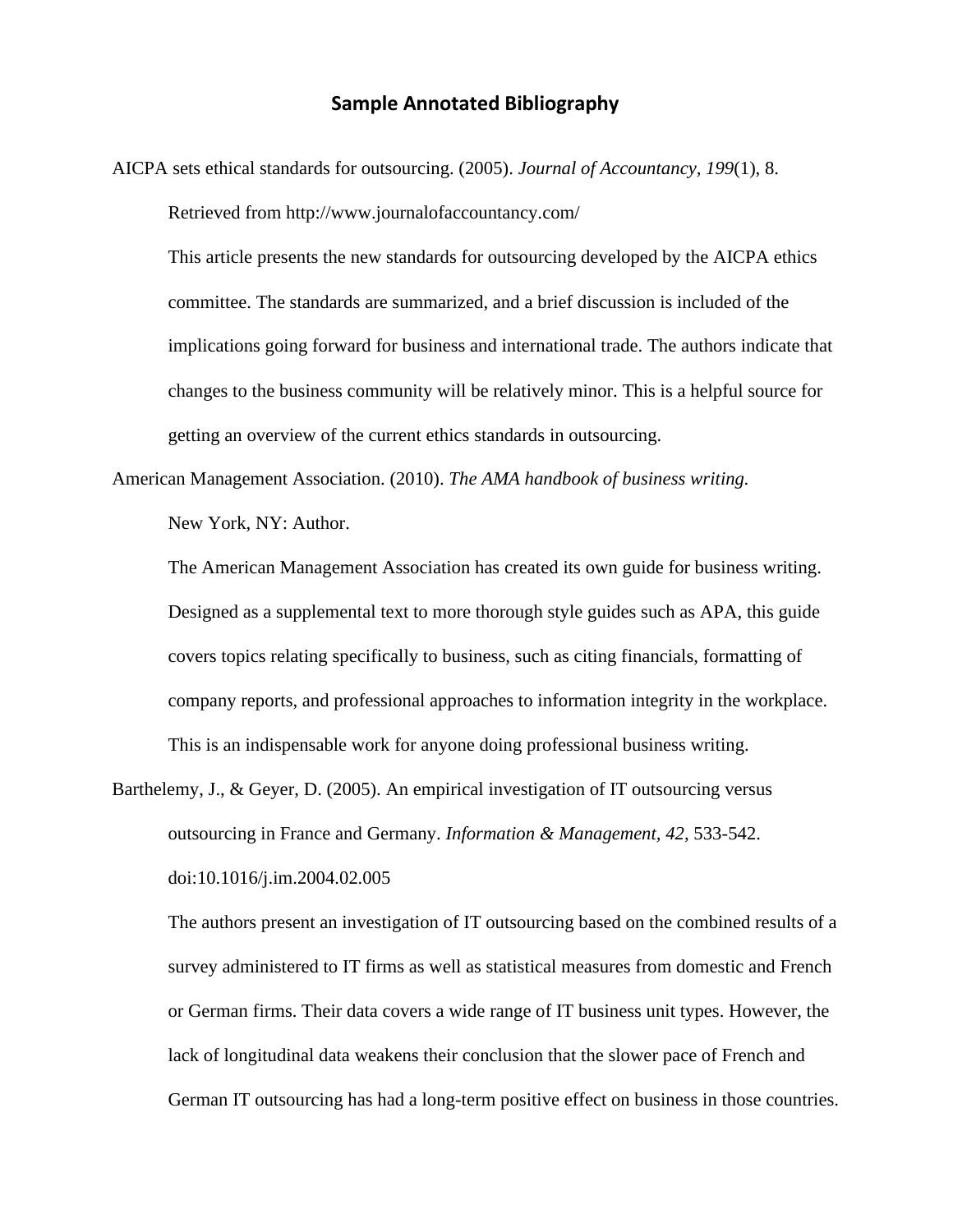# Sample Annotated Bibliography

AICPA sets ethical standards for outsourcing. (2005). *Journal of Accountancy, 199*(1), 8. Retrieved from http://www.journalofaccountancy.com/

This article presents the new standards for outsourcing developed by the AICPA ethics committee. The standards are summarized, and a brief discussion is included of the implications going forward for business and international trade. The authors indicate that changes to the business community will be relatively minor. This is a helpful source for getting an overview of the current ethics standards in outsourcing.

American Management Association. (2010). *The AMA handbook of business writing.* New York, NY: Author.

The American Management Association has created its own guide for business writing. Designed as a supplemental text to more thorough style guides such as APA, this guide covers topics relating specifically to business, such as citing financials, formatting of company reports, and professional approaches to information integrity in the workplace. This is an indispensable work for anyone doing professional business writing.

Barthelemy, J., & Geyer, D. (2005). An empirical investigation of IT outsourcing versus outsourcing in France and Germany. *Information & Management, 42,* 533-542. doi:10.1016/j.im.2004.02.005

The authors present an investigation of IT outsourcing based on the combined results of a survey administered to IT firms as well as statistical measures from domestic and French or German firms. Their data covers a wide range of IT business unit types. However, the lack of longitudinal data weakens their conclusion that the slower pace of French and German IT outsourcing has had a long-term positive effect on business in those countries.